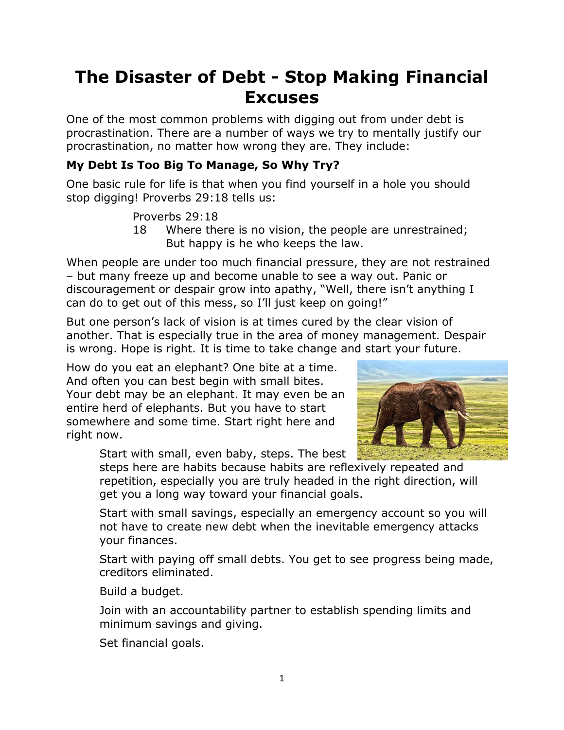# The Disaster of Debt - Stop Making Financial Excuses

One of the most common problems with digging out from under debt is procrastination. There are a number of ways we try to mentally justify our procrastination, no matter how wrong they are. They include:

**My Debt Is Too Big To Manage, So Why Try?**

One basic rule for life is that when you find yourself in a hole you should stop digging! Proverbs 29:18 tells us:

> Proverbs 29:18
> 18 Where there is no vision, the people are unrestrained;
> But happy is he who keeps the law.

When people are under too much financial pressure, they are not restrained – but many freeze up and become unable to see a way out. Panic or discouragement or despair grow into apathy, "Well, there isn't anything I can do to get out of this mess, so I'll just keep on going!"

But one person's lack of vision is at times cured by the clear vision of another. That is especially true in the area of money management. Despair is wrong. Hope is right. It is time to take change and start your future.

How do you eat an elephant? One bite at a time. And often you can best begin with small bites. Your debt may be an elephant. It may even be an entire herd of elephants. But you have to start somewhere and some time. Start right here and right now.

Start with small, even baby, steps. The best steps here are habits because habits are reflexively repeated and repetition, especially you are truly headed in the right direction, will get you a long way toward your financial goals.

Start with small savings, especially an emergency account so you will not have to create new debt when the inevitable emergency attacks your finances.

Start with paying off small debts. You get to see progress being made, creditors eliminated.

Build a budget.

Join with an accountability partner to establish spending limits and minimum savings and giving.

Set financial goals.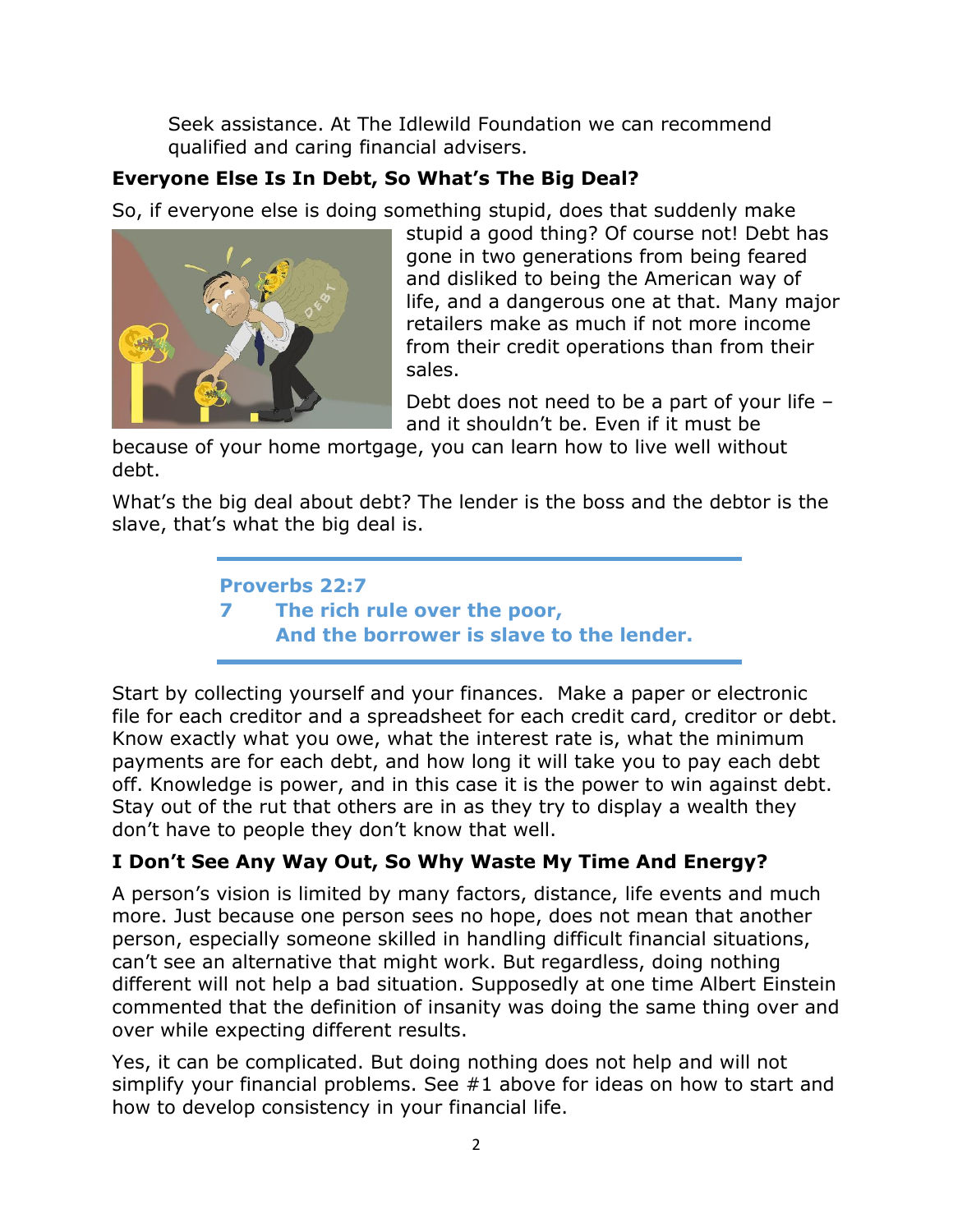Seek assistance. At The Idlewild Foundation we can recommend qualified and caring financial advisers.

**Everyone Else Is In Debt, So What's The Big Deal?**

So, if everyone else is doing something stupid, does that suddenly make stupid a good thing? Of course not! Debt has gone in two generations from being feared and disliked to being the American way of life, and a dangerous one at that. Many major retailers make as much if not more income from their credit operations than from their sales.

Debt does not need to be a part of your life – and it shouldn't be. Even if it must be because of your home mortgage, you can learn how to live well without debt.

What's the big deal about debt? The lender is the boss and the debtor is the slave, that's what the big deal is.

> **Proverbs 22:7**
> **7 The rich rule over the poor,**
> **And the borrower is slave to the lender.**

Start by collecting yourself and your finances. Make a paper or electronic file for each creditor and a spreadsheet for each credit card, creditor or debt. Know exactly what you owe, what the interest rate is, what the minimum payments are for each debt, and how long it will take you to pay each debt off. Knowledge is power, and in this case it is the power to win against debt. Stay out of the rut that others are in as they try to display a wealth they don't have to people they don't know that well.

**I Don't See Any Way Out, So Why Waste My Time And Energy?**

A person's vision is limited by many factors, distance, life events and much more. Just because one person sees no hope, does not mean that another person, especially someone skilled in handling difficult financial situations, can't see an alternative that might work. But regardless, doing nothing different will not help a bad situation. Supposedly at one time Albert Einstein commented that the definition of insanity was doing the same thing over and over while expecting different results.

Yes, it can be complicated. But doing nothing does not help and will not simplify your financial problems. See #1 above for ideas on how to start and how to develop consistency in your financial life.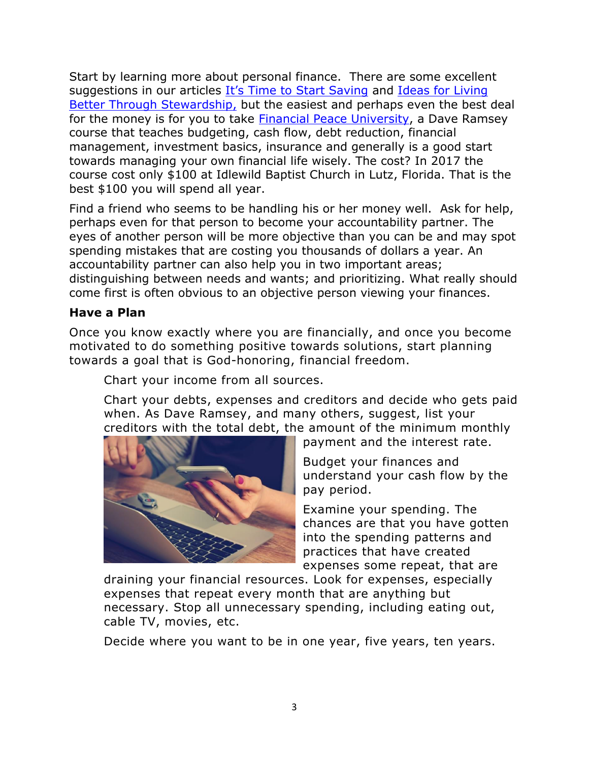Start by learning more about personal finance. There are some excellent suggestions in our articles [It's Time to Start Saving] and [Ideas for Living Better Through Stewardship,] but the easiest and perhaps even the best deal for the money is for you to take [Financial Peace University], a Dave Ramsey course that teaches budgeting, cash flow, debt reduction, financial management, investment basics, insurance and generally is a good start towards managing your own financial life wisely. The cost? In 2017 the course cost only $100 at Idlewild Baptist Church in Lutz, Florida. That is the best $100 you will spend all year.

Find a friend who seems to be handling his or her money well. Ask for help, perhaps even for that person to become your accountability partner. The eyes of another person will be more objective than you can be and may spot spending mistakes that are costing you thousands of dollars a year. An accountability partner can also help you in two important areas; distinguishing between needs and wants; and prioritizing. What really should come first is often obvious to an objective person viewing your finances.

**Have a Plan**

Once you know exactly where you are financially, and once you become motivated to do something positive towards solutions, start planning towards a goal that is God-honoring, financial freedom.

> Chart your income from all sources.
>
> Chart your debts, expenses and creditors and decide who gets paid when. As Dave Ramsey, and many others, suggest, list your creditors with the total debt, the amount of the minimum monthly payment and the interest rate.
>
> Budget your finances and understand your cash flow by the pay period.
>
> Examine your spending. The chances are that you have gotten into the spending patterns and practices that have created expenses some repeat, that are draining your financial resources. Look for expenses, especially expenses that repeat every month that are anything but necessary. Stop all unnecessary spending, including eating out, cable TV, movies, etc.
>
> Decide where you want to be in one year, five years, ten years.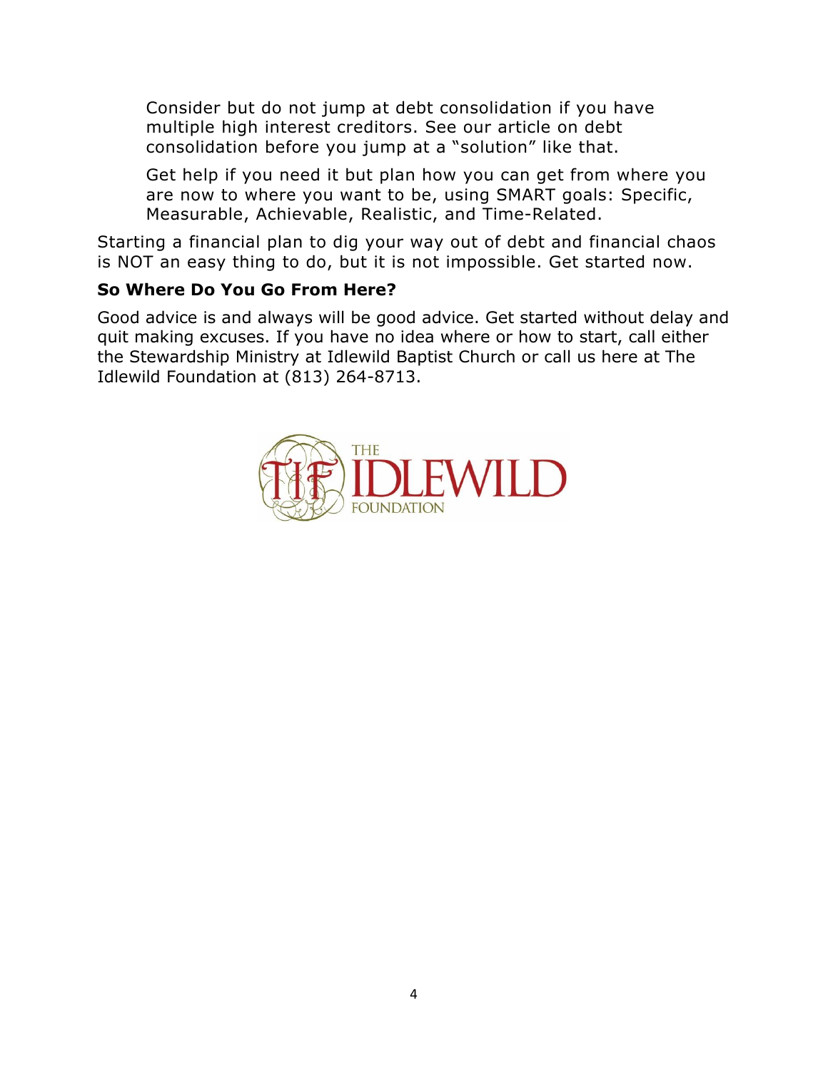Consider but do not jump at debt consolidation if you have multiple high interest creditors. See our article on debt consolidation before you jump at a "solution" like that.

Get help if you need it but plan how you can get from where you are now to where you want to be, using SMART goals: Specific, Measurable, Achievable, Realistic, and Time-Related.

Starting a financial plan to dig your way out of debt and financial chaos is NOT an easy thing to do, but it is not impossible. Get started now.

**So Where Do You Go From Here?**

Good advice is and always will be good advice. Get started without delay and quit making excuses. If you have no idea where or how to start, call either the Stewardship Ministry at Idlewild Baptist Church or call us here at The Idlewild Foundation at (813) 264-8713.

TIF THE IDLEWILD FOUNDATION